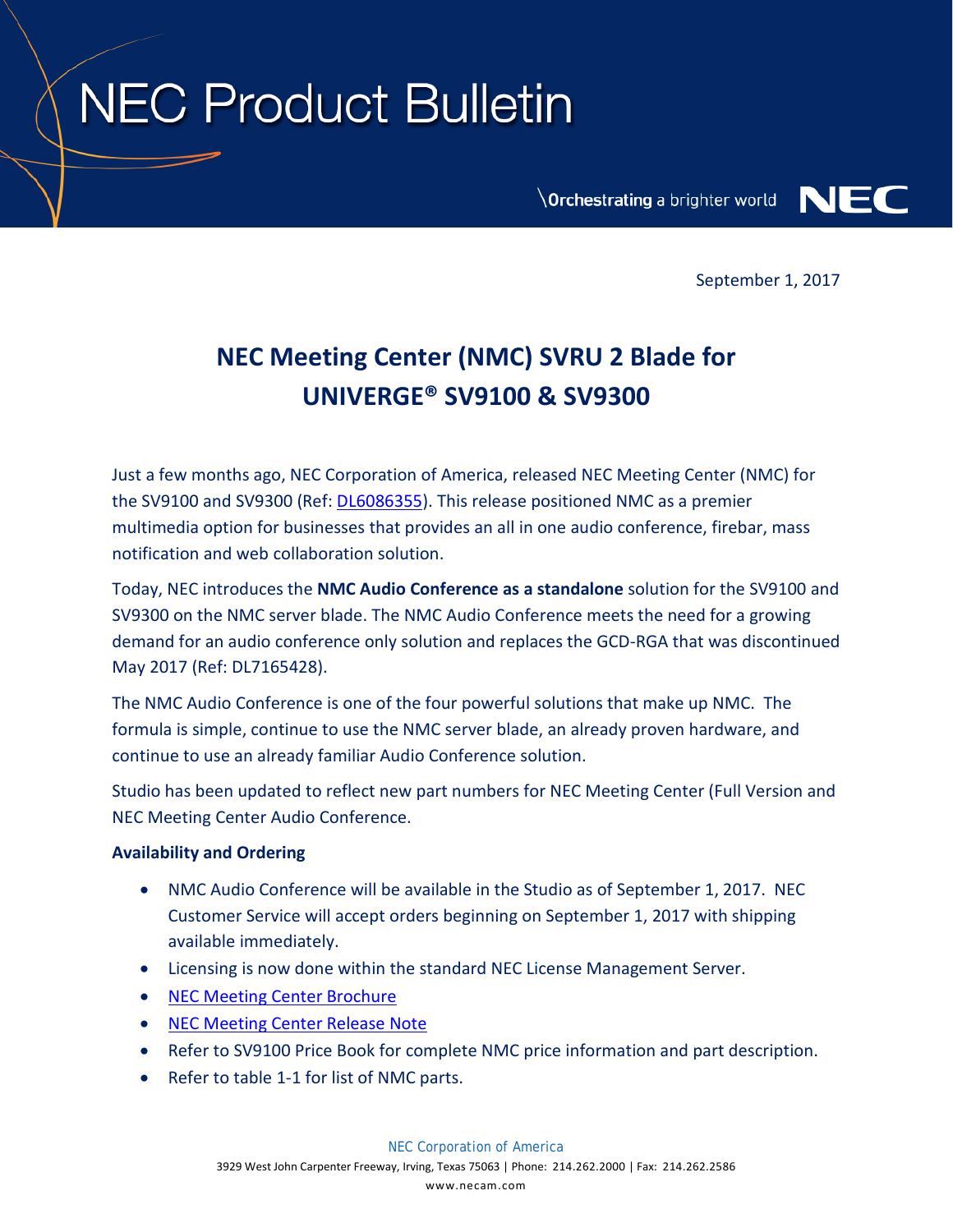# NEC Product Bulletin

September 1, 2017

## NEC Meeting Center (NMC) SVRU 2 Blade for UNIVERGE® SV9100 & SV9300

Just a few months ago, NEC Corporation of America, released NEC Meeting Center (NMC) for the SV9100 and SV9300 (Ref: DL6086355). This release positioned NMC as a premier multimedia option for businesses that provides an all in one audio conference, firebar, mass notification and web collaboration solution.

Today, NEC introduces the **NMC Audio Conference as a standalone** solution for the SV9100 and SV9300 on the NMC server blade. The NMC Audio Conference meets the need for a growing demand for an audio conference only solution and replaces the GCD-RGA that was discontinued May 2017 (Ref: DL7165428).

The NMC Audio Conference is one of the four powerful solutions that make up NMC. The formula is simple, continue to use the NMC server blade, an already proven hardware, and continue to use an already familiar Audio Conference solution.

Studio has been updated to reflect new part numbers for NEC Meeting Center (Full Version and NEC Meeting Center Audio Conference.

**Availability and Ordering**

- NMC Audio Conference will be available in the Studio as of September 1, 2017. NEC Customer Service will accept orders beginning on September 1, 2017 with shipping available immediately.
- Licensing is now done within the standard NEC License Management Server.
- NEC Meeting Center Brochure
- NEC Meeting Center Release Note
- Refer to SV9100 Price Book for complete NMC price information and part description.
- Refer to table 1-1 for list of NMC parts.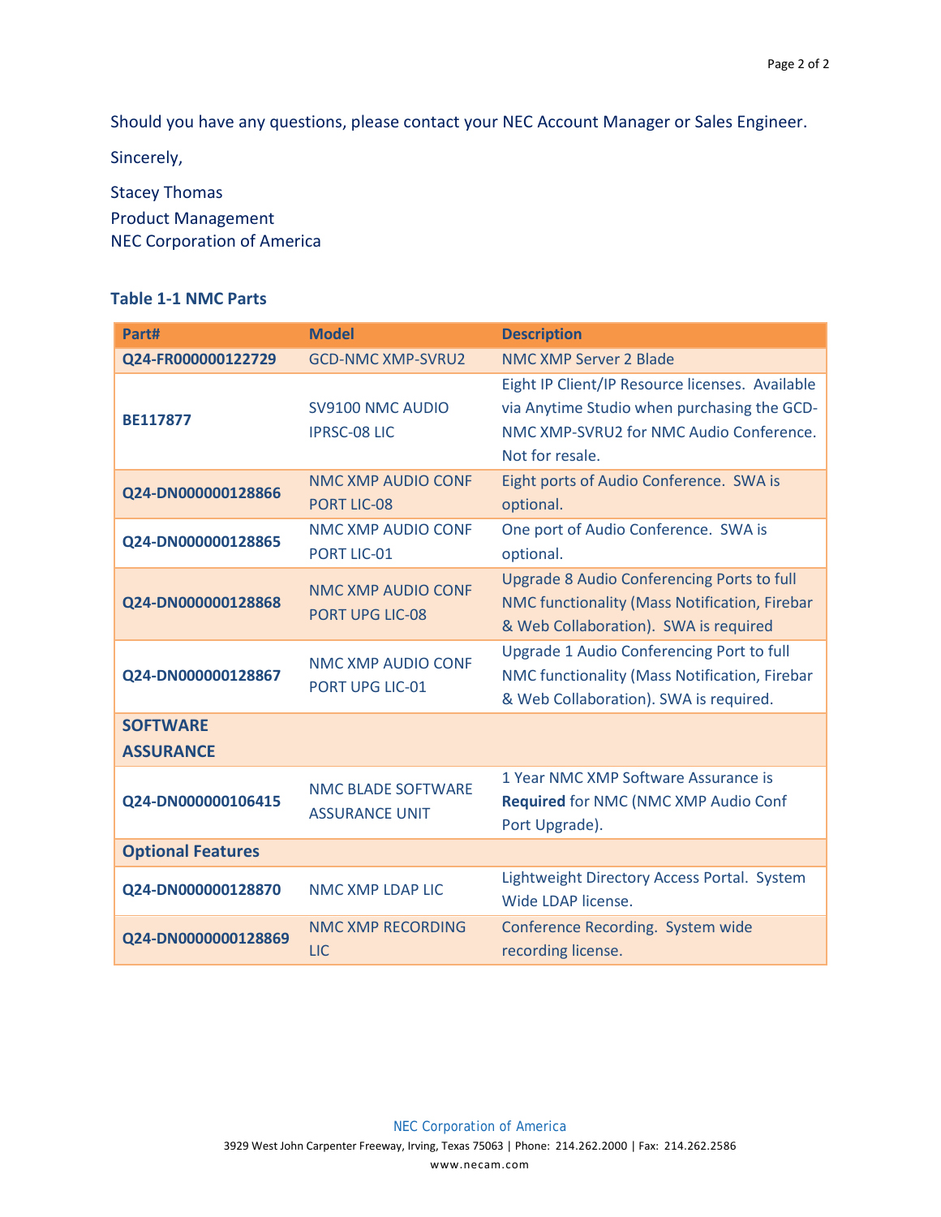Should you have any questions, please contact your NEC Account Manager or Sales Engineer.

Sincerely,

Stacey Thomas
Product Management
NEC Corporation of America

### Table 1-1 NMC Parts

| Part# | Model | Description |
|---|---|---|
| **Q24-FR000000122729** | GCD-NMC XMP-SVRU2 | NMC XMP Server 2 Blade |
| **BE117877** | SV9100 NMC AUDIO IPRSC-08 LIC | Eight IP Client/IP Resource licenses. Available via Anytime Studio when purchasing the GCD-NMC XMP-SVRU2 for NMC Audio Conference. Not for resale. |
| **Q24-DN000000128866** | NMC XMP AUDIO CONF PORT LIC-08 | Eight ports of Audio Conference. SWA is optional. |
| **Q24-DN000000128865** | NMC XMP AUDIO CONF PORT LIC-01 | One port of Audio Conference. SWA is optional. |
| **Q24-DN000000128868** | NMC XMP AUDIO CONF PORT UPG LIC-08 | Upgrade 8 Audio Conferencing Ports to full NMC functionality (Mass Notification, Firebar & Web Collaboration). SWA is required |
| **Q24-DN000000128867** | NMC XMP AUDIO CONF PORT UPG LIC-01 | Upgrade 1 Audio Conferencing Port to full NMC functionality (Mass Notification, Firebar & Web Collaboration). SWA is required. |
| **SOFTWARE ASSURANCE** | | |
| **Q24-DN000000106415** | NMC BLADE SOFTWARE ASSURANCE UNIT | 1 Year NMC XMP Software Assurance is **Required** for NMC (NMC XMP Audio Conf Port Upgrade). |
| **Optional Features** | | |
| **Q24-DN000000128870** | NMC XMP LDAP LIC | Lightweight Directory Access Portal. System Wide LDAP license. |
| **Q24-DN0000000128869** | NMC XMP RECORDING LIC | Conference Recording. System wide recording license. |